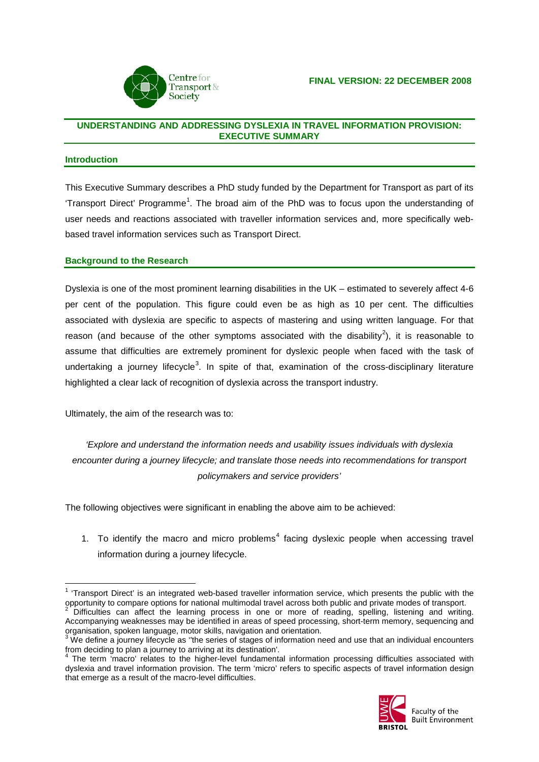**FINAL VERSION: 22 DECEMBER 2008**

## UNDERSTANDING AND ADDRESSING DYSLEXIA IN TRAVEL INFORMATION PROVISION: EXECUTIVE SUMMARY

### Introduction

This Executive Summary describes a PhD study funded by the Department for Transport as part of its 'Transport Direct' Programme[1]. The broad aim of the PhD was to focus upon the understanding of user needs and reactions associated with traveller information services and, more specifically web-based travel information services such as Transport Direct.

### Background to the Research

Dyslexia is one of the most prominent learning disabilities in the UK – estimated to severely affect 4-6 per cent of the population. This figure could even be as high as 10 per cent. The difficulties associated with dyslexia are specific to aspects of mastering and using written language. For that reason (and because of the other symptoms associated with the disability[2]), it is reasonable to assume that difficulties are extremely prominent for dyslexic people when faced with the task of undertaking a journey lifecycle[3]. In spite of that, examination of the cross-disciplinary literature highlighted a clear lack of recognition of dyslexia across the transport industry.

Ultimately, the aim of the research was to:

*'Explore and understand the information needs and usability issues individuals with dyslexia encounter during a journey lifecycle; and translate those needs into recommendations for transport policymakers and service providers'*

The following objectives were significant in enabling the above aim to be achieved:

1. To identify the macro and micro problems[4] facing dyslexic people when accessing travel information during a journey lifecycle.

---

[1] 'Transport Direct' is an integrated web-based traveller information service, which presents the public with the opportunity to compare options for national multimodal travel across both public and private modes of transport.

[2] Difficulties can affect the learning process in one or more of reading, spelling, listening and writing. Accompanying weaknesses may be identified in areas of speed processing, short-term memory, sequencing and organisation, spoken language, motor skills, navigation and orientation.

[3] We define a journey lifecycle as ''the series of stages of information need and use that an individual encounters from deciding to plan a journey to arriving at its destination'.

[4] The term 'macro' relates to the higher-level fundamental information processing difficulties associated with dyslexia and travel information provision. The term 'micro' refers to specific aspects of travel information design that emerge as a result of the macro-level difficulties.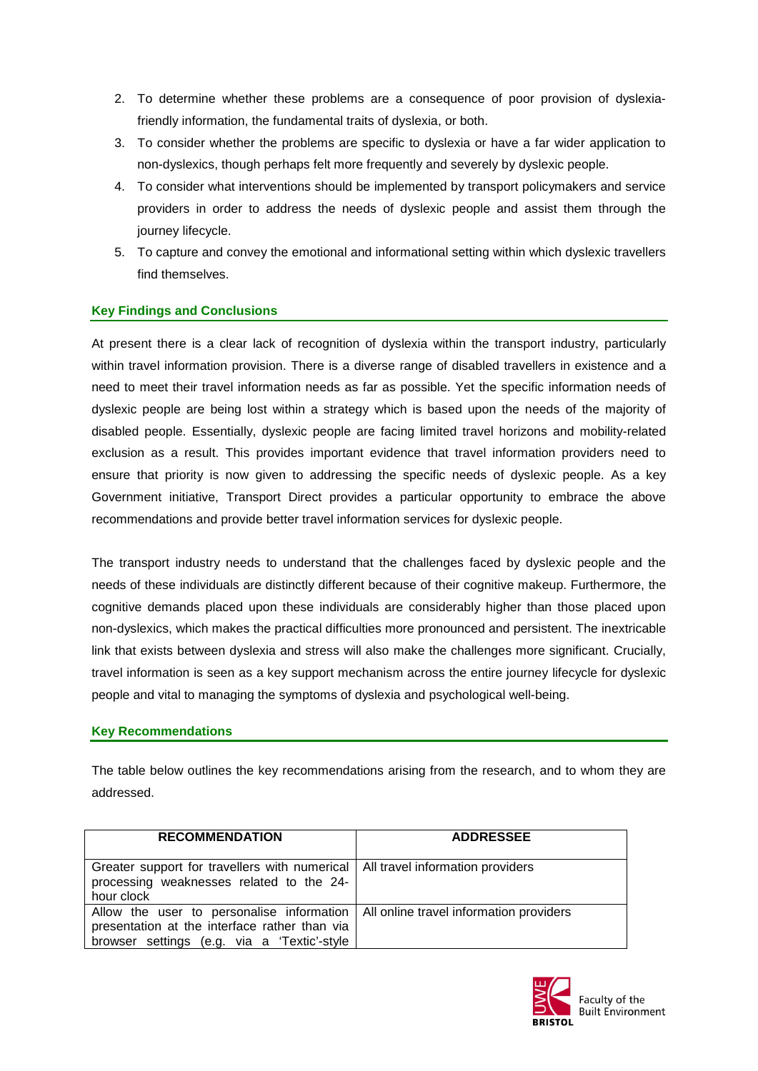2. To determine whether these problems are a consequence of poor provision of dyslexia-friendly information, the fundamental traits of dyslexia, or both.
3. To consider whether the problems are specific to dyslexia or have a far wider application to non-dyslexics, though perhaps felt more frequently and severely by dyslexic people.
4. To consider what interventions should be implemented by transport policymakers and service providers in order to address the needs of dyslexic people and assist them through the journey lifecycle.
5. To capture and convey the emotional and informational setting within which dyslexic travellers find themselves.

## Key Findings and Conclusions

At present there is a clear lack of recognition of dyslexia within the transport industry, particularly within travel information provision. There is a diverse range of disabled travellers in existence and a need to meet their travel information needs as far as possible. Yet the specific information needs of dyslexic people are being lost within a strategy which is based upon the needs of the majority of disabled people. Essentially, dyslexic people are facing limited travel horizons and mobility-related exclusion as a result. This provides important evidence that travel information providers need to ensure that priority is now given to addressing the specific needs of dyslexic people. As a key Government initiative, Transport Direct provides a particular opportunity to embrace the above recommendations and provide better travel information services for dyslexic people.

The transport industry needs to understand that the challenges faced by dyslexic people and the needs of these individuals are distinctly different because of their cognitive makeup. Furthermore, the cognitive demands placed upon these individuals are considerably higher than those placed upon non-dyslexics, which makes the practical difficulties more pronounced and persistent. The inextricable link that exists between dyslexia and stress will also make the challenges more significant. Crucially, travel information is seen as a key support mechanism across the entire journey lifecycle for dyslexic people and vital to managing the symptoms of dyslexia and psychological well-being.

## Key Recommendations

The table below outlines the key recommendations arising from the research, and to whom they are addressed.

| RECOMMENDATION | ADDRESSEE |
|---|---|
| Greater support for travellers with numerical processing weaknesses related to the 24-hour clock | All travel information providers |
| Allow the user to personalise information presentation at the interface rather than via browser settings (e.g. via a 'Textic'-style | All online travel information providers |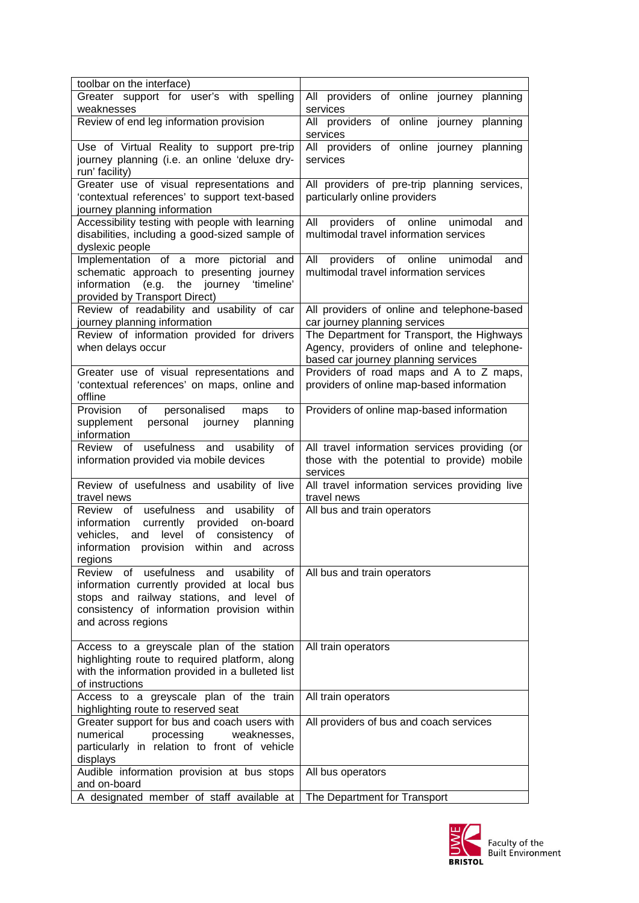| | |
|---|---|
| toolbar on the interface) | |
| Greater support for user's with spelling weaknesses | All providers of online journey planning services |
| Review of end leg information provision | All providers of online journey planning services |
| Use of Virtual Reality to support pre-trip journey planning (i.e. an online 'deluxe dry-run' facility) | All providers of online journey planning services |
| Greater use of visual representations and 'contextual references' to support text-based journey planning information | All providers of pre-trip planning services, particularly online providers |
| Accessibility testing with people with learning disabilities, including a good-sized sample of dyslexic people | All providers of online unimodal and multimodal travel information services |
| Implementation of a more pictorial and schematic approach to presenting journey information (e.g. the journey 'timeline' provided by Transport Direct) | All providers of online unimodal and multimodal travel information services |
| Review of readability and usability of car journey planning information | All providers of online and telephone-based car journey planning services |
| Review of information provided for drivers when delays occur | The Department for Transport, the Highways Agency, providers of online and telephone-based car journey planning services |
| Greater use of visual representations and 'contextual references' on maps, online and offline | Providers of road maps and A to Z maps, providers of online map-based information |
| Provision of personalised maps to supplement personal journey planning information | Providers of online map-based information |
| Review of usefulness and usability of information provided via mobile devices | All travel information services providing (or those with the potential to provide) mobile services |
| Review of usefulness and usability of live travel news | All travel information services providing live travel news |
| Review of usefulness and usability of information currently provided on-board vehicles, and level of consistency of information provision within and across regions | All bus and train operators |
| Review of usefulness and usability of information currently provided at local bus stops and railway stations, and level of consistency of information provision within and across regions | All bus and train operators |
| Access to a greyscale plan of the station highlighting route to required platform, along with the information provided in a bulleted list of instructions | All train operators |
| Access to a greyscale plan of the train highlighting route to reserved seat | All train operators |
| Greater support for bus and coach users with numerical processing weaknesses, particularly in relation to front of vehicle displays | All providers of bus and coach services |
| Audible information provision at bus stops and on-board | All bus operators |
| A designated member of staff available at | The Department for Transport |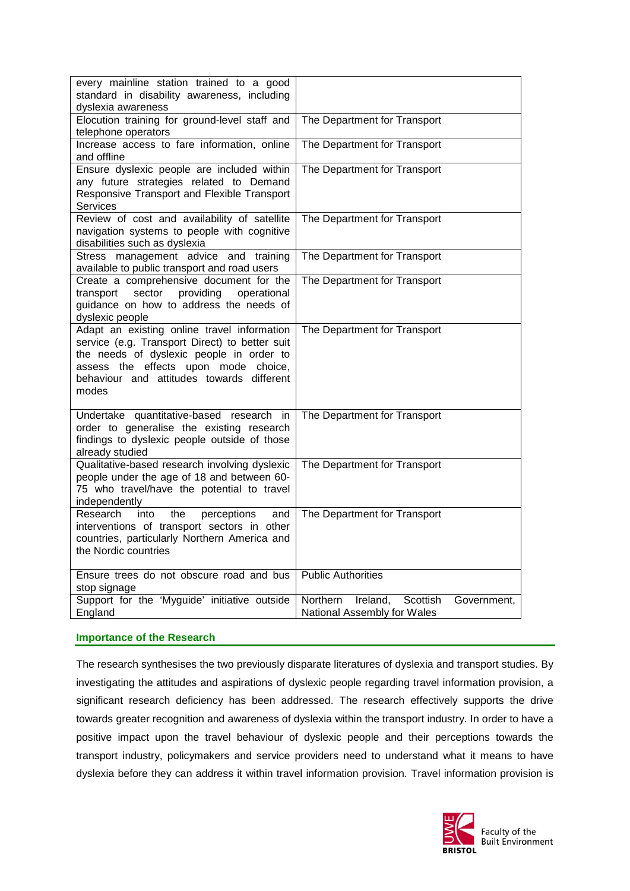| | |
|---|---|
| every mainline station trained to a good standard in disability awareness, including dyslexia awareness | |
| Elocution training for ground-level staff and telephone operators | The Department for Transport |
| Increase access to fare information, online and offline | The Department for Transport |
| Ensure dyslexic people are included within any future strategies related to Demand Responsive Transport and Flexible Transport Services | The Department for Transport |
| Review of cost and availability of satellite navigation systems to people with cognitive disabilities such as dyslexia | The Department for Transport |
| Stress management advice and training available to public transport and road users | The Department for Transport |
| Create a comprehensive document for the transport sector providing operational guidance on how to address the needs of dyslexic people | The Department for Transport |
| Adapt an existing online travel information service (e.g. Transport Direct) to better suit the needs of dyslexic people in order to assess the effects upon mode choice, behaviour and attitudes towards different modes | The Department for Transport |
| Undertake quantitative-based research in order to generalise the existing research findings to dyslexic people outside of those already studied | The Department for Transport |
| Qualitative-based research involving dyslexic people under the age of 18 and between 60-75 who travel/have the potential to travel independently | The Department for Transport |
| Research into the perceptions and interventions of transport sectors in other countries, particularly Northern America and the Nordic countries | The Department for Transport |
| Ensure trees do not obscure road and bus stop signage | Public Authorities |
| Support for the 'Myguide' initiative outside England | Northern Ireland, Scottish Government, National Assembly for Wales |

## Importance of the Research

The research synthesises the two previously disparate literatures of dyslexia and transport studies. By investigating the attitudes and aspirations of dyslexic people regarding travel information provision, a significant research deficiency has been addressed. The research effectively supports the drive towards greater recognition and awareness of dyslexia within the transport industry. In order to have a positive impact upon the travel behaviour of dyslexic people and their perceptions towards the transport industry, policymakers and service providers need to understand what it means to have dyslexia before they can address it within travel information provision. Travel information provision is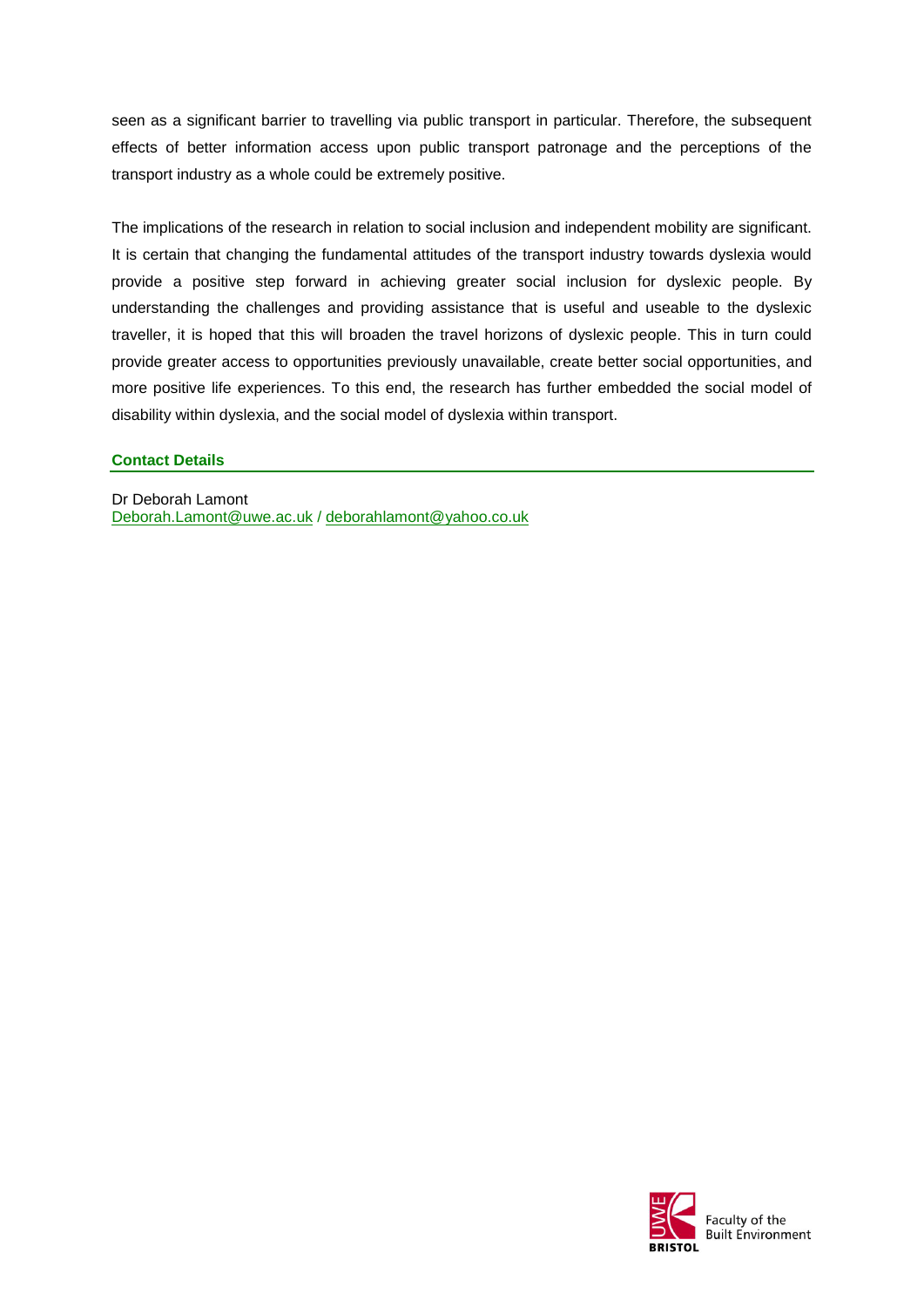seen as a significant barrier to travelling via public transport in particular. Therefore, the subsequent effects of better information access upon public transport patronage and the perceptions of the transport industry as a whole could be extremely positive.

The implications of the research in relation to social inclusion and independent mobility are significant. It is certain that changing the fundamental attitudes of the transport industry towards dyslexia would provide a positive step forward in achieving greater social inclusion for dyslexic people. By understanding the challenges and providing assistance that is useful and useable to the dyslexic traveller, it is hoped that this will broaden the travel horizons of dyslexic people. This in turn could provide greater access to opportunities previously unavailable, create better social opportunities, and more positive life experiences. To this end, the research has further embedded the social model of disability within dyslexia, and the social model of dyslexia within transport.

## Contact Details

Dr Deborah Lamont
Deborah.Lamont@uwe.ac.uk / deborahlamont@yahoo.co.uk

UWE BRISTOL Faculty of the Built Environment